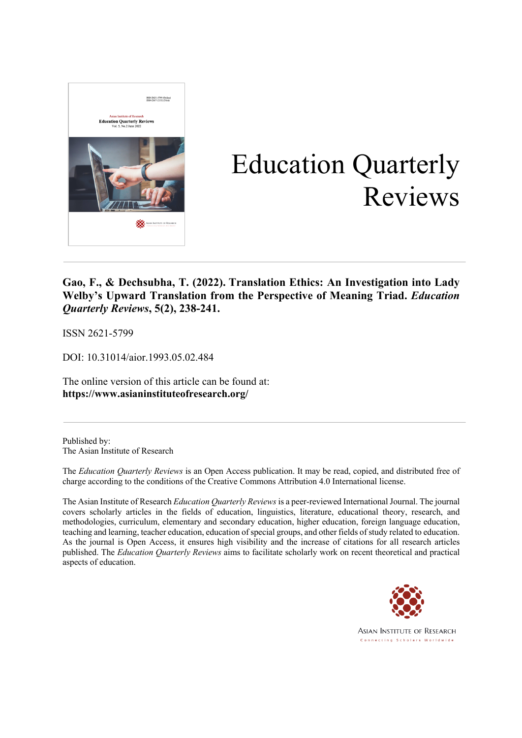# Education Quarterly Reviews

**Gao, F., & Dechsubha, T. (2022). Translation Ethics: An Investigation into Lady Welby's Upward Translation from the Perspective of Meaning Triad. *Education Quarterly Reviews*, 5(2), 238-241.**

ISSN 2621-5799

DOI: 10.31014/aior.1993.05.02.484

The online version of this article can be found at:
**https://www.asianinstituteofresearch.org/**

---

Published by:
The Asian Institute of Research

The *Education Quarterly Reviews* is an Open Access publication. It may be read, copied, and distributed free of charge according to the conditions of the Creative Commons Attribution 4.0 International license.

The Asian Institute of Research *Education Quarterly Reviews* is a peer-reviewed International Journal. The journal covers scholarly articles in the fields of education, linguistics, literature, educational theory, research, and methodologies, curriculum, elementary and secondary education, higher education, foreign language education, teaching and learning, teacher education, education of special groups, and other fields of study related to education. As the journal is Open Access, it ensures high visibility and the increase of citations for all research articles published. The *Education Quarterly Reviews* aims to facilitate scholarly work on recent theoretical and practical aspects of education.

ASIAN INSTITUTE OF RESEARCH
Connecting Scholars Worldwide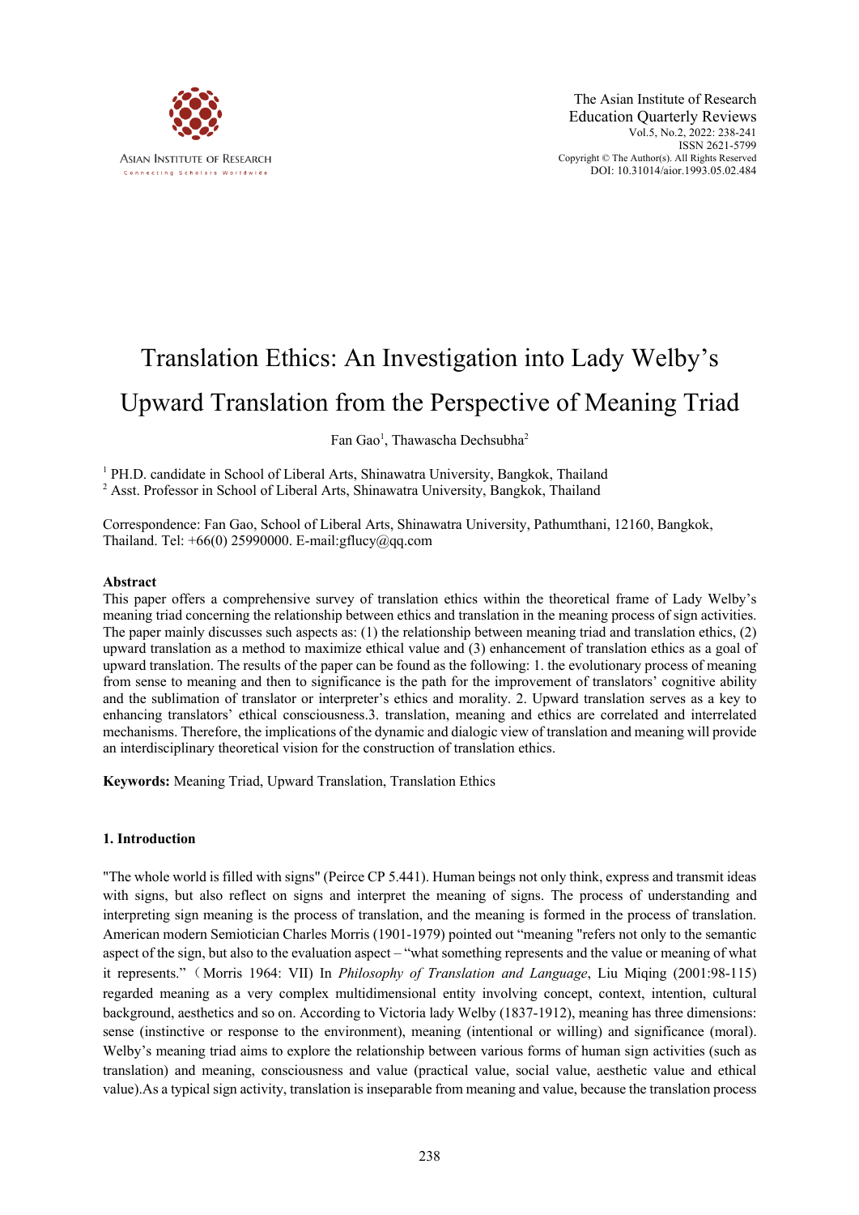# Translation Ethics: An Investigation into Lady Welby's Upward Translation from the Perspective of Meaning Triad

Fan Gao[1], Thawascha Dechsubha[2]

[1] PH.D. candidate in School of Liberal Arts, Shinawatra University, Bangkok, Thailand
[2] Asst. Professor in School of Liberal Arts, Shinawatra University, Bangkok, Thailand

Correspondence: Fan Gao, School of Liberal Arts, Shinawatra University, Pathumthani, 12160, Bangkok, Thailand. Tel: +66(0) 25990000. E-mail:gflucy@qq.com

## Abstract

This paper offers a comprehensive survey of translation ethics within the theoretical frame of Lady Welby's meaning triad concerning the relationship between ethics and translation in the meaning process of sign activities. The paper mainly discusses such aspects as: (1) the relationship between meaning triad and translation ethics, (2) upward translation as a method to maximize ethical value and (3) enhancement of translation ethics as a goal of upward translation. The results of the paper can be found as the following: 1. the evolutionary process of meaning from sense to meaning and then to significance is the path for the improvement of translators' cognitive ability and the sublimation of translator or interpreter's ethics and morality. 2. Upward translation serves as a key to enhancing translators' ethical consciousness.3. translation, meaning and ethics are correlated and interrelated mechanisms. Therefore, the implications of the dynamic and dialogic view of translation and meaning will provide an interdisciplinary theoretical vision for the construction of translation ethics.

**Keywords:** Meaning Triad, Upward Translation, Translation Ethics

## 1. Introduction

"The whole world is filled with signs" (Peirce CP 5.441). Human beings not only think, express and transmit ideas with signs, but also reflect on signs and interpret the meaning of signs. The process of understanding and interpreting sign meaning is the process of translation, and the meaning is formed in the process of translation. American modern Semiotician Charles Morris (1901-1979) pointed out "meaning "refers not only to the semantic aspect of the sign, but also to the evaluation aspect – "what something represents and the value or meaning of what it represents."（Morris 1964: VII) In *Philosophy of Translation and Language*, Liu Miqing (2001:98-115) regarded meaning as a very complex multidimensional entity involving concept, context, intention, cultural background, aesthetics and so on. According to Victoria lady Welby (1837-1912), meaning has three dimensions: sense (instinctive or response to the environment), meaning (intentional or willing) and significance (moral). Welby's meaning triad aims to explore the relationship between various forms of human sign activities (such as translation) and meaning, consciousness and value (practical value, social value, aesthetic value and ethical value).As a typical sign activity, translation is inseparable from meaning and value, because the translation process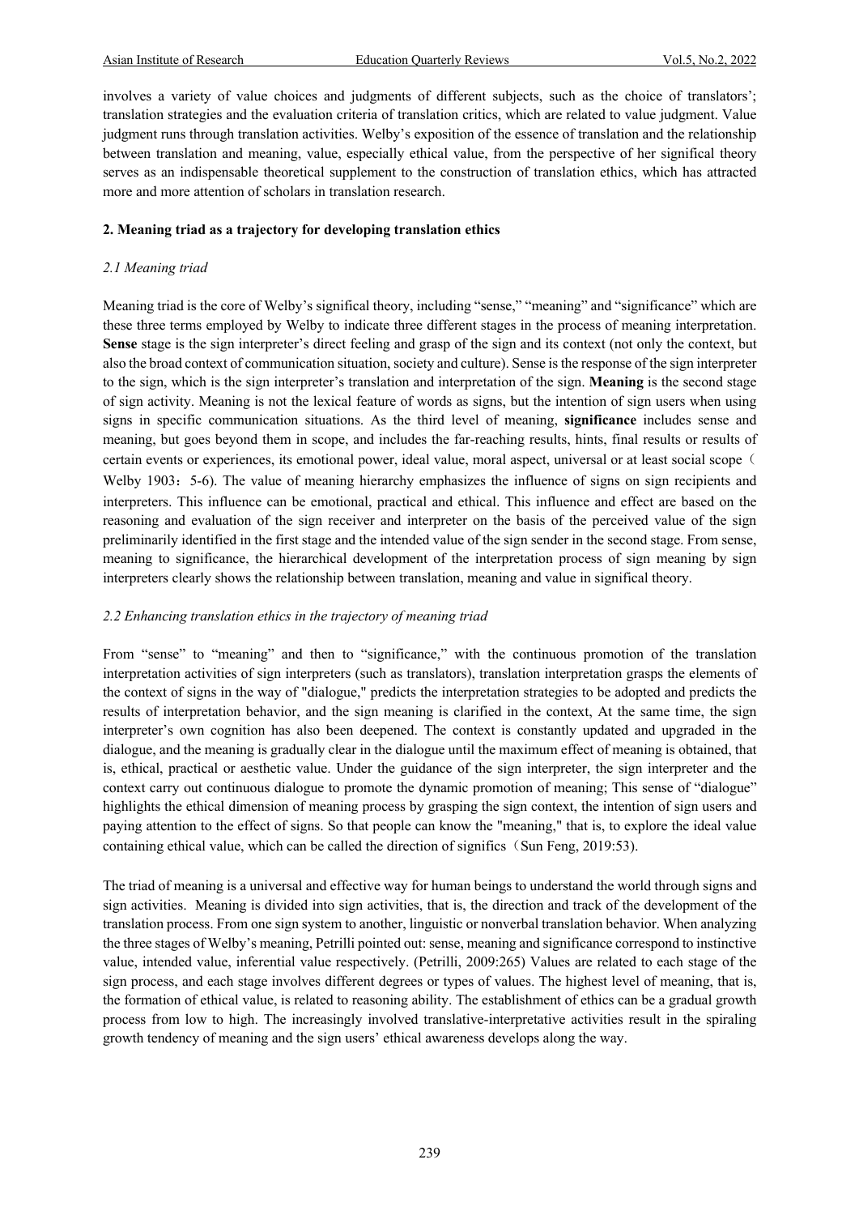involves a variety of value choices and judgments of different subjects, such as the choice of translators'; translation strategies and the evaluation criteria of translation critics, which are related to value judgment. Value judgment runs through translation activities. Welby's exposition of the essence of translation and the relationship between translation and meaning, value, especially ethical value, from the perspective of her significal theory serves as an indispensable theoretical supplement to the construction of translation ethics, which has attracted more and more attention of scholars in translation research.

## 2. Meaning triad as a trajectory for developing translation ethics

### *2.1 Meaning triad*

Meaning triad is the core of Welby's significal theory, including "sense," "meaning" and "significance" which are these three terms employed by Welby to indicate three different stages in the process of meaning interpretation. **Sense** stage is the sign interpreter's direct feeling and grasp of the sign and its context (not only the context, but also the broad context of communication situation, society and culture). Sense is the response of the sign interpreter to the sign, which is the sign interpreter's translation and interpretation of the sign. **Meaning** is the second stage of sign activity. Meaning is not the lexical feature of words as signs, but the intention of sign users when using signs in specific communication situations. As the third level of meaning, **significance** includes sense and meaning, but goes beyond them in scope, and includes the far-reaching results, hints, final results or results of certain events or experiences, its emotional power, ideal value, moral aspect, universal or at least social scope（Welby 1903：5-6). The value of meaning hierarchy emphasizes the influence of signs on sign recipients and interpreters. This influence can be emotional, practical and ethical. This influence and effect are based on the reasoning and evaluation of the sign receiver and interpreter on the basis of the perceived value of the sign preliminarily identified in the first stage and the intended value of the sign sender in the second stage. From sense, meaning to significance, the hierarchical development of the interpretation process of sign meaning by sign interpreters clearly shows the relationship between translation, meaning and value in significal theory.

### *2.2 Enhancing translation ethics in the trajectory of meaning triad*

From "sense" to "meaning" and then to "significance," with the continuous promotion of the translation interpretation activities of sign interpreters (such as translators), translation interpretation grasps the elements of the context of signs in the way of "dialogue," predicts the interpretation strategies to be adopted and predicts the results of interpretation behavior, and the sign meaning is clarified in the context, At the same time, the sign interpreter's own cognition has also been deepened. The context is constantly updated and upgraded in the dialogue, and the meaning is gradually clear in the dialogue until the maximum effect of meaning is obtained, that is, ethical, practical or aesthetic value. Under the guidance of the sign interpreter, the sign interpreter and the context carry out continuous dialogue to promote the dynamic promotion of meaning; This sense of "dialogue" highlights the ethical dimension of meaning process by grasping the sign context, the intention of sign users and paying attention to the effect of signs. So that people can know the "meaning," that is, to explore the ideal value containing ethical value, which can be called the direction of significs（Sun Feng, 2019:53).

The triad of meaning is a universal and effective way for human beings to understand the world through signs and sign activities. Meaning is divided into sign activities, that is, the direction and track of the development of the translation process. From one sign system to another, linguistic or nonverbal translation behavior. When analyzing the three stages of Welby's meaning, Petrilli pointed out: sense, meaning and significance correspond to instinctive value, intended value, inferential value respectively. (Petrilli, 2009:265) Values are related to each stage of the sign process, and each stage involves different degrees or types of values. The highest level of meaning, that is, the formation of ethical value, is related to reasoning ability. The establishment of ethics can be a gradual growth process from low to high. The increasingly involved translative-interpretative activities result in the spiraling growth tendency of meaning and the sign users' ethical awareness develops along the way.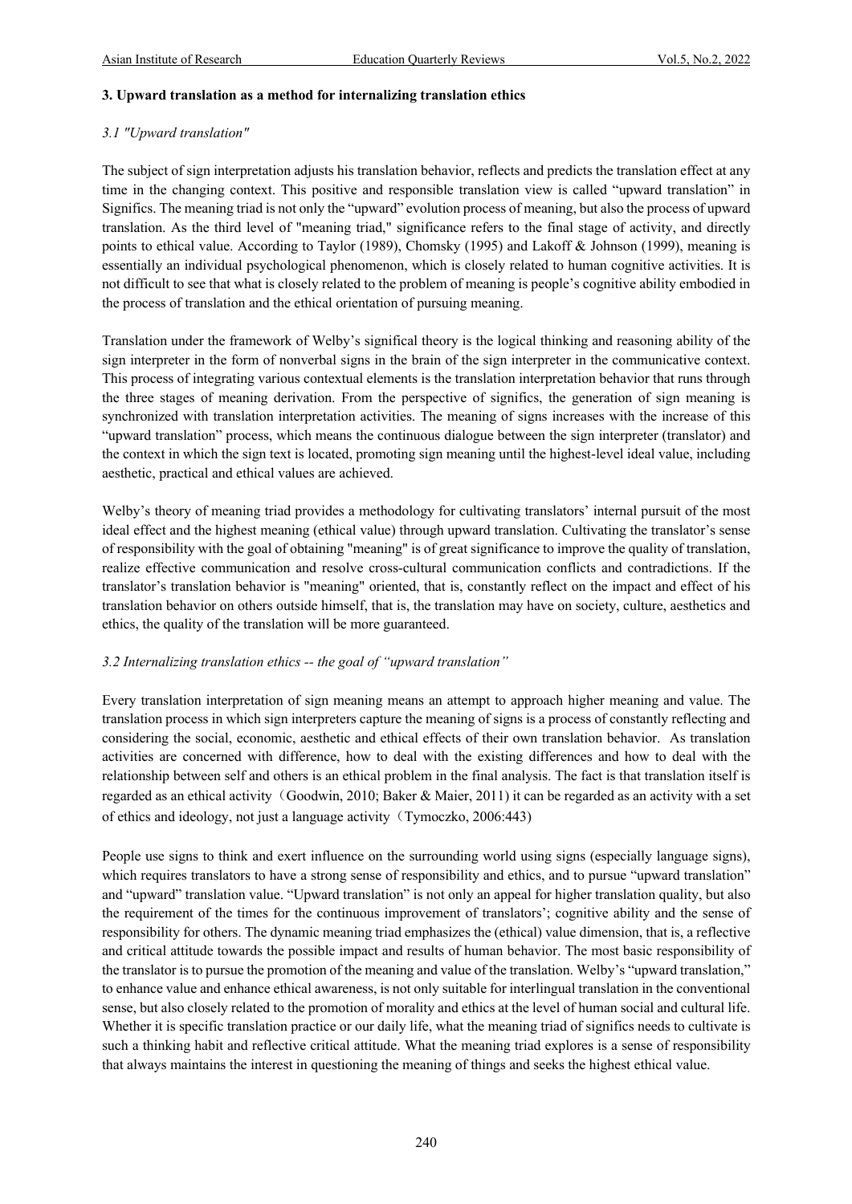### 3. Upward translation as a method for internalizing translation ethics

#### *3.1 "Upward translation"*

The subject of sign interpretation adjusts his translation behavior, reflects and predicts the translation effect at any time in the changing context. This positive and responsible translation view is called "upward translation" in Significs. The meaning triad is not only the "upward" evolution process of meaning, but also the process of upward translation. As the third level of "meaning triad," significance refers to the final stage of activity, and directly points to ethical value. According to Taylor (1989), Chomsky (1995) and Lakoff & Johnson (1999), meaning is essentially an individual psychological phenomenon, which is closely related to human cognitive activities. It is not difficult to see that what is closely related to the problem of meaning is people's cognitive ability embodied in the process of translation and the ethical orientation of pursuing meaning.

Translation under the framework of Welby's significal theory is the logical thinking and reasoning ability of the sign interpreter in the form of nonverbal signs in the brain of the sign interpreter in the communicative context. This process of integrating various contextual elements is the translation interpretation behavior that runs through the three stages of meaning derivation. From the perspective of significs, the generation of sign meaning is synchronized with translation interpretation activities. The meaning of signs increases with the increase of this "upward translation" process, which means the continuous dialogue between the sign interpreter (translator) and the context in which the sign text is located, promoting sign meaning until the highest-level ideal value, including aesthetic, practical and ethical values are achieved.

Welby's theory of meaning triad provides a methodology for cultivating translators' internal pursuit of the most ideal effect and the highest meaning (ethical value) through upward translation. Cultivating the translator's sense of responsibility with the goal of obtaining "meaning" is of great significance to improve the quality of translation, realize effective communication and resolve cross-cultural communication conflicts and contradictions. If the translator's translation behavior is "meaning" oriented, that is, constantly reflect on the impact and effect of his translation behavior on others outside himself, that is, the translation may have on society, culture, aesthetics and ethics, the quality of the translation will be more guaranteed.

#### *3.2 Internalizing translation ethics -- the goal of "upward translation"*

Every translation interpretation of sign meaning means an attempt to approach higher meaning and value. The translation process in which sign interpreters capture the meaning of signs is a process of constantly reflecting and considering the social, economic, aesthetic and ethical effects of their own translation behavior. As translation activities are concerned with difference, how to deal with the existing differences and how to deal with the relationship between self and others is an ethical problem in the final analysis. The fact is that translation itself is regarded as an ethical activity（Goodwin, 2010; Baker & Maier, 2011) it can be regarded as an activity with a set of ethics and ideology, not just a language activity（Tymoczko, 2006:443)

People use signs to think and exert influence on the surrounding world using signs (especially language signs), which requires translators to have a strong sense of responsibility and ethics, and to pursue "upward translation" and "upward" translation value. "Upward translation" is not only an appeal for higher translation quality, but also the requirement of the times for the continuous improvement of translators'; cognitive ability and the sense of responsibility for others. The dynamic meaning triad emphasizes the (ethical) value dimension, that is, a reflective and critical attitude towards the possible impact and results of human behavior. The most basic responsibility of the translator is to pursue the promotion of the meaning and value of the translation. Welby's "upward translation," to enhance value and enhance ethical awareness, is not only suitable for interlingual translation in the conventional sense, but also closely related to the promotion of morality and ethics at the level of human social and cultural life. Whether it is specific translation practice or our daily life, what the meaning triad of significs needs to cultivate is such a thinking habit and reflective critical attitude. What the meaning triad explores is a sense of responsibility that always maintains the interest in questioning the meaning of things and seeks the highest ethical value.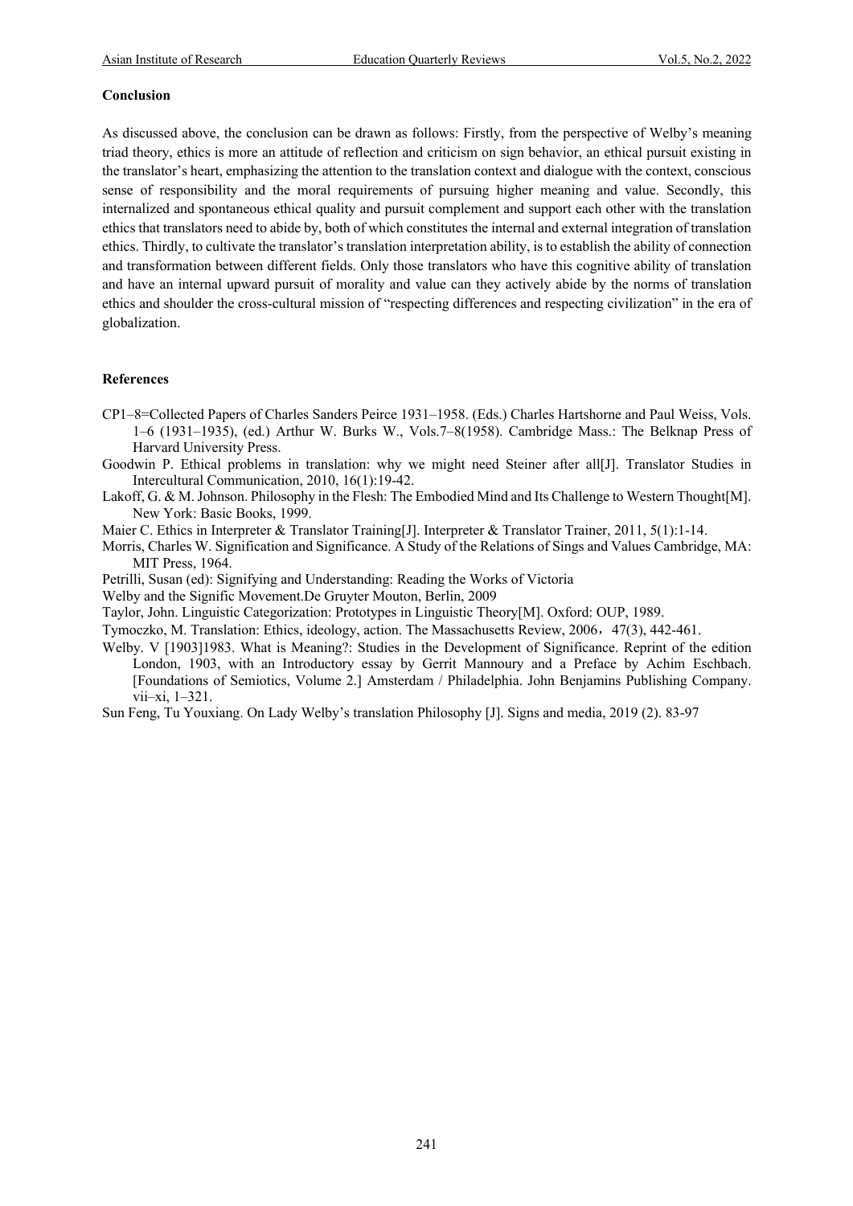## Conclusion

As discussed above, the conclusion can be drawn as follows: Firstly, from the perspective of Welby's meaning triad theory, ethics is more an attitude of reflection and criticism on sign behavior, an ethical pursuit existing in the translator's heart, emphasizing the attention to the translation context and dialogue with the context, conscious sense of responsibility and the moral requirements of pursuing higher meaning and value. Secondly, this internalized and spontaneous ethical quality and pursuit complement and support each other with the translation ethics that translators need to abide by, both of which constitutes the internal and external integration of translation ethics. Thirdly, to cultivate the translator's translation interpretation ability, is to establish the ability of connection and transformation between different fields. Only those translators who have this cognitive ability of translation and have an internal upward pursuit of morality and value can they actively abide by the norms of translation ethics and shoulder the cross-cultural mission of "respecting differences and respecting civilization" in the era of globalization.

## References

CP1–8=Collected Papers of Charles Sanders Peirce 1931–1958. (Eds.) Charles Hartshorne and Paul Weiss, Vols. 1–6 (1931–1935), (ed.) Arthur W. Burks W., Vols.7–8(1958). Cambridge Mass.: The Belknap Press of Harvard University Press.

Goodwin P. Ethical problems in translation: why we might need Steiner after all[J]. Translator Studies in Intercultural Communication, 2010, 16(1):19-42.

Lakoff, G. & M. Johnson. Philosophy in the Flesh: The Embodied Mind and Its Challenge to Western Thought[M]. New York: Basic Books, 1999.

Maier C. Ethics in Interpreter & Translator Training[J]. Interpreter & Translator Trainer, 2011, 5(1):1-14.

Morris, Charles W. Signification and Significance. A Study of the Relations of Sings and Values Cambridge, MA: MIT Press, 1964.

Petrilli, Susan (ed): Signifying and Understanding: Reading the Works of Victoria

Welby and the Signific Movement.De Gruyter Mouton, Berlin, 2009

Taylor, John. Linguistic Categorization: Prototypes in Linguistic Theory[M]. Oxford: OUP, 1989.

Tymoczko, M. Translation: Ethics, ideology, action. The Massachusetts Review, 2006，47(3), 442-461.

Welby. V [1903]1983. What is Meaning?: Studies in the Development of Significance. Reprint of the edition London, 1903, with an Introductory essay by Gerrit Mannoury and a Preface by Achim Eschbach. [Foundations of Semiotics, Volume 2.] Amsterdam / Philadelphia. John Benjamins Publishing Company. vii–xi, 1–321.

Sun Feng, Tu Youxiang. On Lady Welby's translation Philosophy [J]. Signs and media, 2019 (2). 83-97